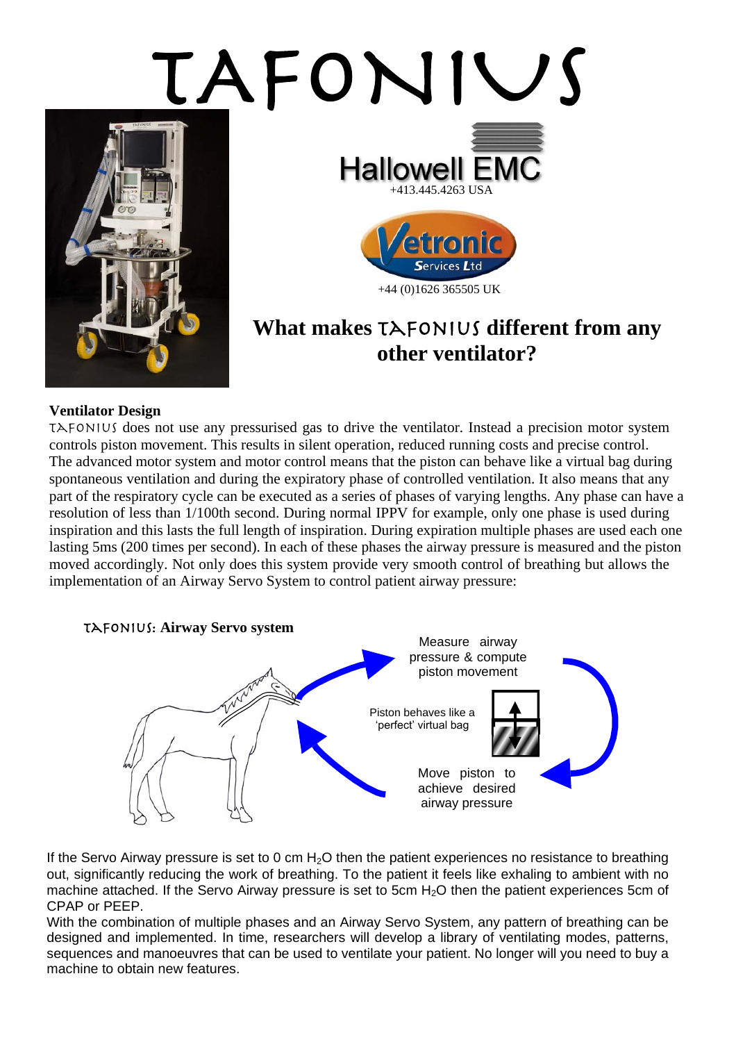# TAFONIUS

Hallowell EMC
+413.445.4263 USA

Vetronic Services Ltd
+44 (0)1626 365505 UK

## What makes TAFONIUS different from any other ventilator?

**Ventilator Design**

TAFONIUS does not use any pressurised gas to drive the ventilator. Instead a precision motor system controls piston movement. This results in silent operation, reduced running costs and precise control. The advanced motor system and motor control means that the piston can behave like a virtual bag during spontaneous ventilation and during the expiratory phase of controlled ventilation. It also means that any part of the respiratory cycle can be executed as a series of phases of varying lengths. Any phase can have a resolution of less than 1/100th second. During normal IPPV for example, only one phase is used during inspiration and this lasts the full length of inspiration. During expiration multiple phases are used each one lasting 5ms (200 times per second). In each of these phases the airway pressure is measured and the piston moved accordingly. Not only does this system provide very smooth control of breathing but allows the implementation of an Airway Servo System to control patient airway pressure:

**TAFONIUS: Airway Servo system**

Measure airway pressure & compute piston movement

Piston behaves like a 'perfect' virtual bag

Move piston to achieve desired airway pressure

If the Servo Airway pressure is set to 0 cm $H_2O$ then the patient experiences no resistance to breathing out, significantly reducing the work of breathing. To the patient it feels like exhaling to ambient with no machine attached. If the Servo Airway pressure is set to 5cm $H_2O$ then the patient experiences 5cm of CPAP or PEEP.

With the combination of multiple phases and an Airway Servo System, any pattern of breathing can be designed and implemented. In time, researchers will develop a library of ventilating modes, patterns, sequences and manoeuvres that can be used to ventilate your patient. No longer will you need to buy a machine to obtain new features.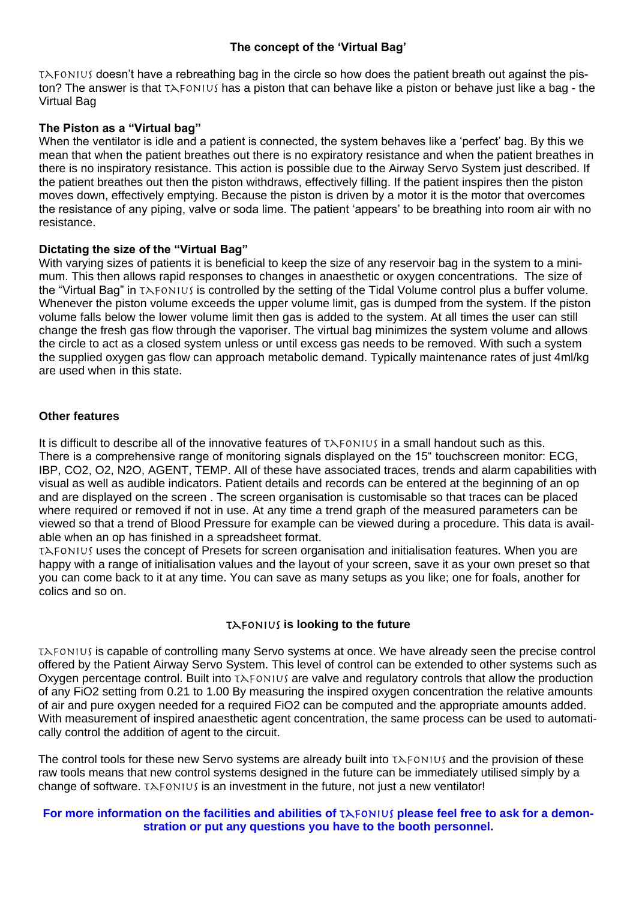## The concept of the 'Virtual Bag'

TAFONIUS doesn't have a rebreathing bag in the circle so how does the patient breath out against the piston? The answer is that TAFONIUS has a piston that can behave like a piston or behave just like a bag - the Virtual Bag

### The Piston as a "Virtual bag"

When the ventilator is idle and a patient is connected, the system behaves like a 'perfect' bag. By this we mean that when the patient breathes out there is no expiratory resistance and when the patient breathes in there is no inspiratory resistance. This action is possible due to the Airway Servo System just described. If the patient breathes out then the piston withdraws, effectively filling. If the patient inspires then the piston moves down, effectively emptying. Because the piston is driven by a motor it is the motor that overcomes the resistance of any piping, valve or soda lime. The patient 'appears' to be breathing into room air with no resistance.

### Dictating the size of the "Virtual Bag"

With varying sizes of patients it is beneficial to keep the size of any reservoir bag in the system to a minimum. This then allows rapid responses to changes in anaesthetic or oxygen concentrations. The size of the "Virtual Bag" in TAFONIUS is controlled by the setting of the Tidal Volume control plus a buffer volume. Whenever the piston volume exceeds the upper volume limit, gas is dumped from the system. If the piston volume falls below the lower volume limit then gas is added to the system. At all times the user can still change the fresh gas flow through the vaporiser. The virtual bag minimizes the system volume and allows the circle to act as a closed system unless or until excess gas needs to be removed. With such a system the supplied oxygen gas flow can approach metabolic demand. Typically maintenance rates of just 4ml/kg are used when in this state.

### Other features

It is difficult to describe all of the innovative features of TAFONIUS in a small handout such as this. There is a comprehensive range of monitoring signals displayed on the 15" touchscreen monitor: ECG, IBP, $CO_2$, $O_2$, $N_2O$, AGENT, TEMP. All of these have associated traces, trends and alarm capabilities with visual as well as audible indicators. Patient details and records can be entered at the beginning of an op and are displayed on the screen . The screen organisation is customisable so that traces can be placed where required or removed if not in use. At any time a trend graph of the measured parameters can be viewed so that a trend of Blood Pressure for example can be viewed during a procedure. This data is available when an op has finished in a spreadsheet format.
TAFONIUS uses the concept of Presets for screen organisation and initialisation features. When you are happy with a range of initialisation values and the layout of your screen, save it as your own preset so that you can come back to it at any time. You can save as many setups as you like; one for foals, another for colics and so on.

## TAFONIUS is looking to the future

TAFONIUS is capable of controlling many Servo systems at once. We have already seen the precise control offered by the Patient Airway Servo System. This level of control can be extended to other systems such as Oxygen percentage control. Built into TAFONIUS are valve and regulatory controls that allow the production of any $FiO_2$ setting from 0.21 to 1.00 By measuring the inspired oxygen concentration the relative amounts of air and pure oxygen needed for a required $FiO_2$ can be computed and the appropriate amounts added. With measurement of inspired anaesthetic agent concentration, the same process can be used to automatically control the addition of agent to the circuit.

The control tools for these new Servo systems are already built into TAFONIUS and the provision of these raw tools means that new control systems designed in the future can be immediately utilised simply by a change of software. TAFONIUS is an investment in the future, not just a new ventilator!

**For more information on the facilities and abilities of TAFONIUS please feel free to ask for a demonstration or put any questions you have to the booth personnel.**